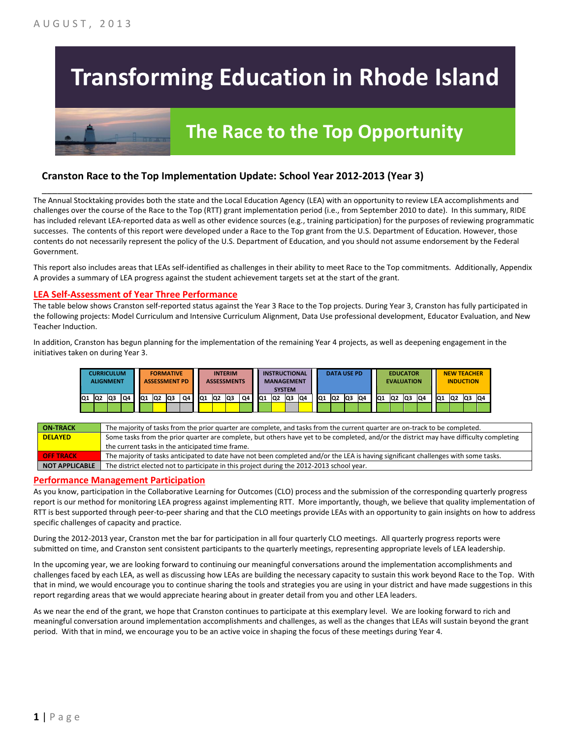AUGUST, 2013

# Transforming Education in Rhode Island

## The Race to the Top Opportunity

### Cranston Race to the Top Implementation Update: School Year 2012-2013 (Year 3)

The Annual Stocktaking provides both the state and the Local Education Agency (LEA) with an opportunity to review LEA accomplishments and challenges over the course of the Race to the Top (RTT) grant implementation period (i.e., from September 2010 to date). In this summary, RIDE has included relevant LEA-reported data as well as other evidence sources (e.g., training participation) for the purposes of reviewing programmatic successes. The contents of this report were developed under a Race to the Top grant from the U.S. Department of Education. However, those contents do not necessarily represent the policy of the U.S. Department of Education, and you should not assume endorsement by the Federal Government.

This report also includes areas that LEAs self-identified as challenges in their ability to meet Race to the Top commitments. Additionally, Appendix A provides a summary of LEA progress against the student achievement targets set at the start of the grant.

## LEA Self-Assessment of Year Three Performance

The table below shows Cranston self-reported status against the Year 3 Race to the Top projects. During Year 3, Cranston has fully participated in the following projects: Model Curriculum and Intensive Curriculum Alignment, Data Use professional development, Educator Evaluation, and New Teacher Induction.

In addition, Cranston has begun planning for the implementation of the remaining Year 4 projects, as well as deepening engagement in the initiatives taken on during Year 3.

| CURRICULUM ALIGNMENT | | | | FORMATIVE ASSESSMENT PD | | | | INTERIM ASSESSMENTS | | | | INSTRUCTIONAL MANAGEMENT SYSTEM | | | | DATA USE PD | | | | EDUCATOR EVALUATION | | | | NEW TEACHER INDUCTION | | | |
|---|---|---|---|---|---|---|---|---|---|---|---|---|---|---|---|---|---|---|---|---|---|---|---|---|---|---|---|
| Q1 | Q2 | Q3 | Q4 | Q1 | Q2 | Q3 | Q4 | Q1 | Q2 | Q3 | Q4 | Q1 | Q2 | Q3 | Q4 | Q1 | Q2 | Q3 | Q4 | Q1 | Q2 | Q3 | Q4 | Q1 | Q2 | Q3 | Q4 |
| On-Track | On-Track | On-Track | On-Track | On-Track | Delayed | Not Applicable | Not Applicable | Delayed | Delayed | Delayed | On-Track | On-Track | Delayed | Not Applicable | Delayed | On-Track | On-Track | On-Track | On-Track | On-Track | On-Track | On-Track | On-Track | On-Track | On-Track | On-Track | On-Track |

| | |
|---|---|
| ON-TRACK | The majority of tasks from the prior quarter are complete, and tasks from the current quarter are on-track to be completed. |
| DELAYED | Some tasks from the prior quarter are complete, but others have yet to be completed, and/or the district may have difficulty completing the current tasks in the anticipated time frame. |
| OFF TRACK | The majority of tasks anticipated to date have not been completed and/or the LEA is having significant challenges with some tasks. |
| NOT APPLICABLE | The district elected not to participate in this project during the 2012-2013 school year. |

## Performance Management Participation

As you know, participation in the Collaborative Learning for Outcomes (CLO) process and the submission of the corresponding quarterly progress report is our method for monitoring LEA progress against implementing RTT. More importantly, though, we believe that quality implementation of RTT is best supported through peer-to-peer sharing and that the CLO meetings provide LEAs with an opportunity to gain insights on how to address specific challenges of capacity and practice.

During the 2012-2013 year, Cranston met the bar for participation in all four quarterly CLO meetings. All quarterly progress reports were submitted on time, and Cranston sent consistent participants to the quarterly meetings, representing appropriate levels of LEA leadership.

In the upcoming year, we are looking forward to continuing our meaningful conversations around the implementation accomplishments and challenges faced by each LEA, as well as discussing how LEAs are building the necessary capacity to sustain this work beyond Race to the Top. With that in mind, we would encourage you to continue sharing the tools and strategies you are using in your district and have made suggestions in this report regarding areas that we would appreciate hearing about in greater detail from you and other LEA leaders.

As we near the end of the grant, we hope that Cranston continues to participate at this exemplary level. We are looking forward to rich and meaningful conversation around implementation accomplishments and challenges, as well as the changes that LEAs will sustain beyond the grant period. With that in mind, we encourage you to be an active voice in shaping the focus of these meetings during Year 4.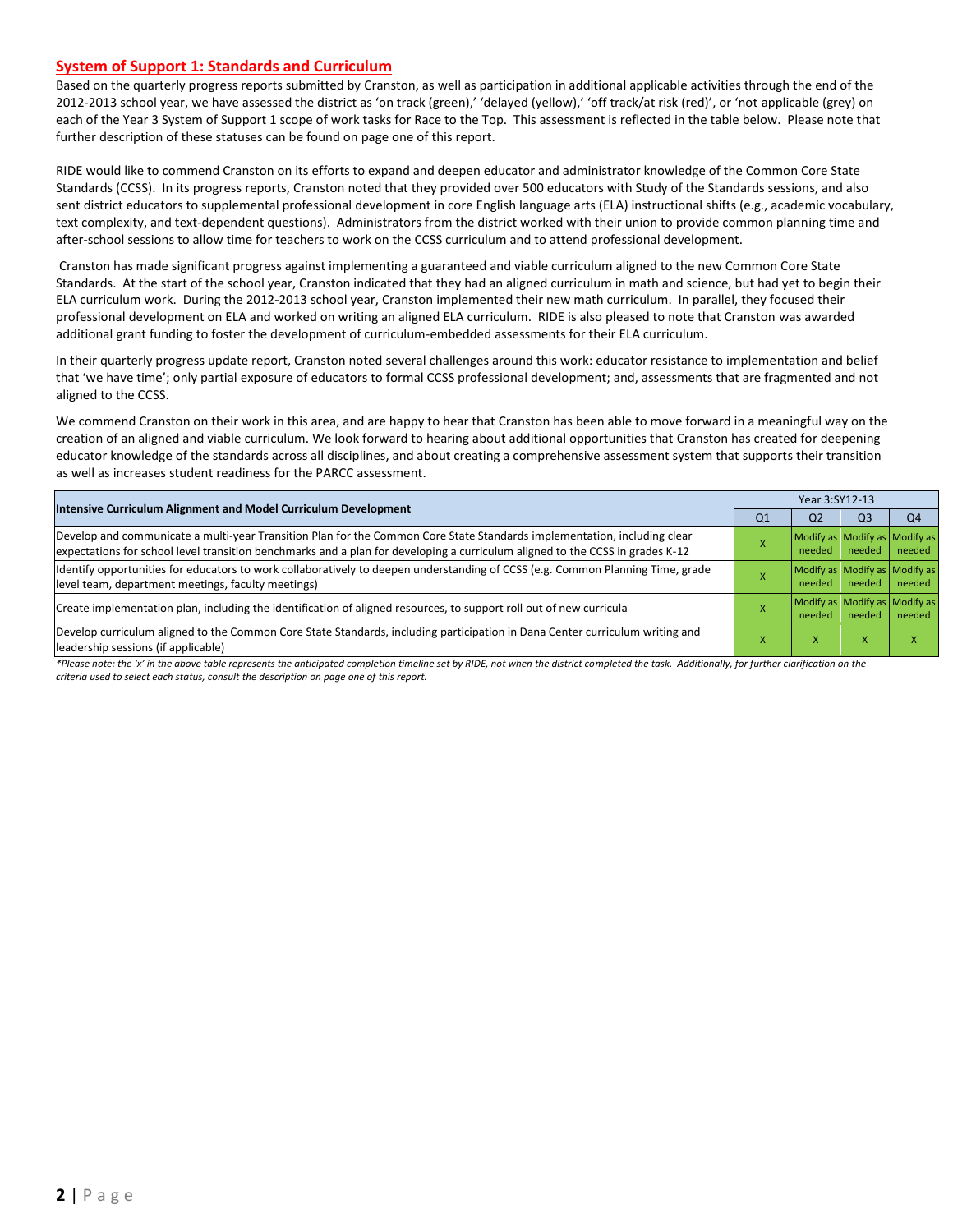## System of Support 1: Standards and Curriculum

Based on the quarterly progress reports submitted by Cranston, as well as participation in additional applicable activities through the end of the 2012-2013 school year, we have assessed the district as 'on track (green),' 'delayed (yellow),' 'off track/at risk (red)', or 'not applicable (grey) on each of the Year 3 System of Support 1 scope of work tasks for Race to the Top. This assessment is reflected in the table below. Please note that further description of these statuses can be found on page one of this report.

RIDE would like to commend Cranston on its efforts to expand and deepen educator and administrator knowledge of the Common Core State Standards (CCSS). In its progress reports, Cranston noted that they provided over 500 educators with Study of the Standards sessions, and also sent district educators to supplemental professional development in core English language arts (ELA) instructional shifts (e.g., academic vocabulary, text complexity, and text-dependent questions). Administrators from the district worked with their union to provide common planning time and after-school sessions to allow time for teachers to work on the CCSS curriculum and to attend professional development.

Cranston has made significant progress against implementing a guaranteed and viable curriculum aligned to the new Common Core State Standards. At the start of the school year, Cranston indicated that they had an aligned curriculum in math and science, but had yet to begin their ELA curriculum work. During the 2012-2013 school year, Cranston implemented their new math curriculum. In parallel, they focused their professional development on ELA and worked on writing an aligned ELA curriculum. RIDE is also pleased to note that Cranston was awarded additional grant funding to foster the development of curriculum-embedded assessments for their ELA curriculum.

In their quarterly progress update report, Cranston noted several challenges around this work: educator resistance to implementation and belief that 'we have time'; only partial exposure of educators to formal CCSS professional development; and, assessments that are fragmented and not aligned to the CCSS.

We commend Cranston on their work in this area, and are happy to hear that Cranston has been able to move forward in a meaningful way on the creation of an aligned and viable curriculum. We look forward to hearing about additional opportunities that Cranston has created for deepening educator knowledge of the standards across all disciplines, and about creating a comprehensive assessment system that supports their transition as well as increases student readiness for the PARCC assessment.

| Intensive Curriculum Alignment and Model Curriculum Development | Year 3:SY12-13 | | | |
|---|---|---|---|---|
| | Q1 | Q2 | Q3 | Q4 |
| Develop and communicate a multi-year Transition Plan for the Common Core State Standards implementation, including clear expectations for school level transition benchmarks and a plan for developing a curriculum aligned to the CCSS in grades K-12 | X | Modify as needed | Modify as needed | Modify as needed |
| Identify opportunities for educators to work collaboratively to deepen understanding of CCSS (e.g. Common Planning Time, grade level team, department meetings, faculty meetings) | X | Modify as needed | Modify as needed | Modify as needed |
| Create implementation plan, including the identification of aligned resources, to support roll out of new curricula | X | Modify as needed | Modify as needed | Modify as needed |
| Develop curriculum aligned to the Common Core State Standards, including participation in Dana Center curriculum writing and leadership sessions (if applicable) | X | X | X | X |

*\*Please note: the 'x' in the above table represents the anticipated completion timeline set by RIDE, not when the district completed the task. Additionally, for further clarification on the criteria used to select each status, consult the description on page one of this report.*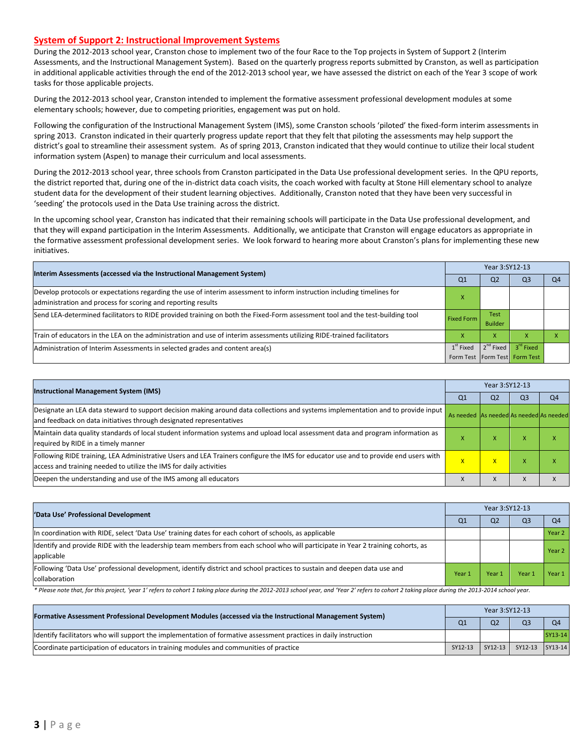## System of Support 2: Instructional Improvement Systems

During the 2012-2013 school year, Cranston chose to implement two of the four Race to the Top projects in System of Support 2 (Interim Assessments, and the Instructional Management System). Based on the quarterly progress reports submitted by Cranston, as well as participation in additional applicable activities through the end of the 2012-2013 school year, we have assessed the district on each of the Year 3 scope of work tasks for those applicable projects.

During the 2012-2013 school year, Cranston intended to implement the formative assessment professional development modules at some elementary schools; however, due to competing priorities, engagement was put on hold.

Following the configuration of the Instructional Management System (IMS), some Cranston schools 'piloted' the fixed-form interim assessments in spring 2013. Cranston indicated in their quarterly progress update report that they felt that piloting the assessments may help support the district's goal to streamline their assessment system. As of spring 2013, Cranston indicated that they would continue to utilize their local student information system (Aspen) to manage their curriculum and local assessments.

During the 2012-2013 school year, three schools from Cranston participated in the Data Use professional development series. In the QPU reports, the district reported that, during one of the in-district data coach visits, the coach worked with faculty at Stone Hill elementary school to analyze student data for the development of their student learning objectives. Additionally, Cranston noted that they have been very successful in 'seeding' the protocols used in the Data Use training across the district.

In the upcoming school year, Cranston has indicated that their remaining schools will participate in the Data Use professional development, and that they will expand participation in the Interim Assessments. Additionally, we anticipate that Cranston will engage educators as appropriate in the formative assessment professional development series. We look forward to hearing more about Cranston's plans for implementing these new initiatives.

| Interim Assessments (accessed via the Instructional Management System) | Year 3:SY12-13 | | | |
|---|---|---|---|---|
| | Q1 | Q2 | Q3 | Q4 |
| Develop protocols or expectations regarding the use of interim assessment to inform instruction including timelines for administration and process for scoring and reporting results | X | | | |
| Send LEA-determined facilitators to RIDE provided training on both the Fixed-Form assessment tool and the test-building tool | Fixed Form | Test Builder | | |
| Train of educators in the LEA on the administration and use of interim assessments utilizing RIDE-trained facilitators | X | X | X | X |
| Administration of Interim Assessments in selected grades and content area(s) | 1st Fixed Form Test | 2nd Fixed Form Test | 3rd Fixed Form Test | |

| Instructional Management System (IMS) | Year 3:SY12-13 | | | |
|---|---|---|---|---|
| | Q1 | Q2 | Q3 | Q4 |
| Designate an LEA data steward to support decision making around data collections and systems implementation and to provide input and feedback on data initiatives through designated representatives | As needed | As needed | As needed | As needed |
| Maintain data quality standards of local student information systems and upload local assessment data and program information as required by RIDE in a timely manner | X | X | X | X |
| Following RIDE training, LEA Administrative Users and LEA Trainers configure the IMS for educator use and to provide end users with access and training needed to utilize the IMS for daily activities | X | X | X | X |
| Deepen the understanding and use of the IMS among all educators | X | X | X | X |

| 'Data Use' Professional Development | Year 3:SY12-13 | | | |
|---|---|---|---|---|
| | Q1 | Q2 | Q3 | Q4 |
| In coordination with RIDE, select 'Data Use' training dates for each cohort of schools, as applicable | | | | Year 2 |
| Identify and provide RIDE with the leadership team members from each school who will participate in Year 2 training cohorts, as applicable | | | | Year 2 |
| Following 'Data Use' professional development, identify district and school practices to sustain and deepen data use and collaboration | Year 1 | Year 1 | Year 1 | Year 1 |

*\* Please note that, for this project, 'year 1' refers to cohort 1 taking place during the 2012-2013 school year, and 'Year 2' refers to cohort 2 taking place during the 2013-2014 school year.*

| Formative Assessment Professional Development Modules (accessed via the Instructional Management System) | Year 3:SY12-13 | | | |
|---|---|---|---|---|
| | Q1 | Q2 | Q3 | Q4 |
| Identify facilitators who will support the implementation of formative assessment practices in daily instruction | | | | SY13-14 |
| Coordinate participation of educators in training modules and communities of practice | SY12-13 | SY12-13 | SY12-13 | SY13-14 |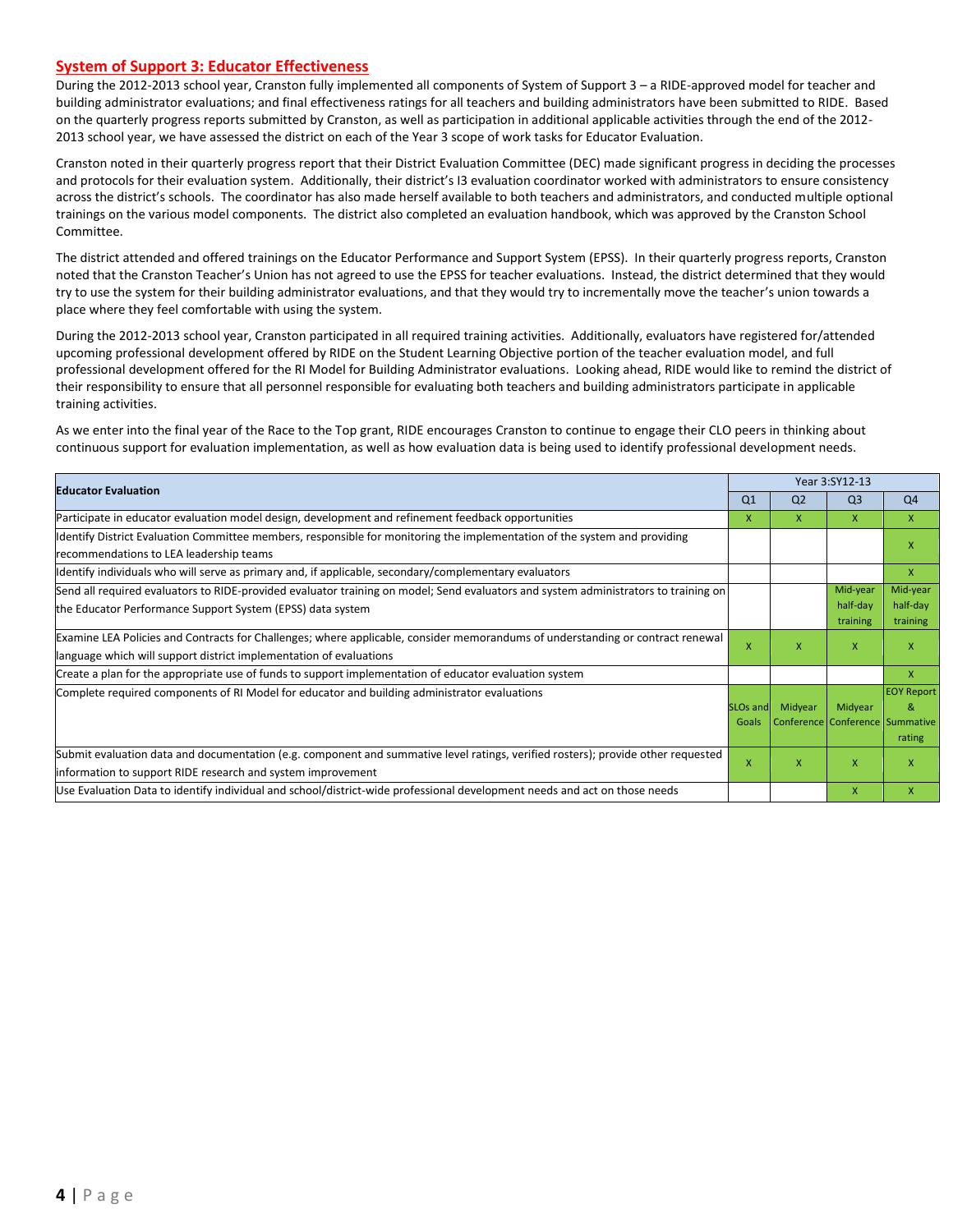## System of Support 3: Educator Effectiveness

During the 2012-2013 school year, Cranston fully implemented all components of System of Support 3 – a RIDE-approved model for teacher and building administrator evaluations; and final effectiveness ratings for all teachers and building administrators have been submitted to RIDE. Based on the quarterly progress reports submitted by Cranston, as well as participation in additional applicable activities through the end of the 2012-2013 school year, we have assessed the district on each of the Year 3 scope of work tasks for Educator Evaluation.

Cranston noted in their quarterly progress report that their District Evaluation Committee (DEC) made significant progress in deciding the processes and protocols for their evaluation system. Additionally, their district's I3 evaluation coordinator worked with administrators to ensure consistency across the district's schools. The coordinator has also made herself available to both teachers and administrators, and conducted multiple optional trainings on the various model components. The district also completed an evaluation handbook, which was approved by the Cranston School Committee.

The district attended and offered trainings on the Educator Performance and Support System (EPSS). In their quarterly progress reports, Cranston noted that the Cranston Teacher's Union has not agreed to use the EPSS for teacher evaluations. Instead, the district determined that they would try to use the system for their building administrator evaluations, and that they would try to incrementally move the teacher's union towards a place where they feel comfortable with using the system.

During the 2012-2013 school year, Cranston participated in all required training activities. Additionally, evaluators have registered for/attended upcoming professional development offered by RIDE on the Student Learning Objective portion of the teacher evaluation model, and full professional development offered for the RI Model for Building Administrator evaluations. Looking ahead, RIDE would like to remind the district of their responsibility to ensure that all personnel responsible for evaluating both teachers and building administrators participate in applicable training activities.

As we enter into the final year of the Race to the Top grant, RIDE encourages Cranston to continue to engage their CLO peers in thinking about continuous support for evaluation implementation, as well as how evaluation data is being used to identify professional development needs.

| Educator Evaluation | Year 3:SY12-13 | | | |
|---|---|---|---|---|
| | Q1 | Q2 | Q3 | Q4 |
| Participate in educator evaluation model design, development and refinement feedback opportunities | X | X | X | X |
| Identify District Evaluation Committee members, responsible for monitoring the implementation of the system and providing recommendations to LEA leadership teams | | | | X |
| Identify individuals who will serve as primary and, if applicable, secondary/complementary evaluators | | | | X |
| Send all required evaluators to RIDE-provided evaluator training on model; Send evaluators and system administrators to training on the Educator Performance Support System (EPSS) data system | | | Mid-year half-day training | Mid-year half-day training |
| Examine LEA Policies and Contracts for Challenges; where applicable, consider memorandums of understanding or contract renewal language which will support district implementation of evaluations | X | X | X | X |
| Create a plan for the appropriate use of funds to support implementation of educator evaluation system | | | | X |
| Complete required components of RI Model for educator and building administrator evaluations | SLOs and Goals | Midyear Conference | Midyear Conference | EOY Report & Summative rating |
| Submit evaluation data and documentation (e.g. component and summative level ratings, verified rosters); provide other requested information to support RIDE research and system improvement | X | X | X | X |
| Use Evaluation Data to identify individual and school/district-wide professional development needs and act on those needs | | | X | X |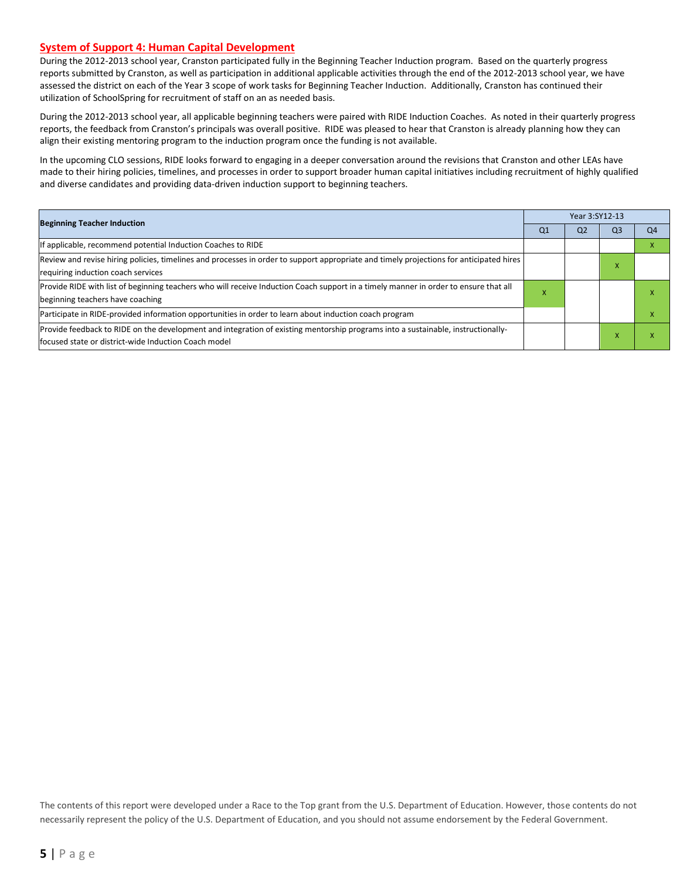## System of Support 4: Human Capital Development

During the 2012-2013 school year, Cranston participated fully in the Beginning Teacher Induction program. Based on the quarterly progress reports submitted by Cranston, as well as participation in additional applicable activities through the end of the 2012-2013 school year, we have assessed the district on each of the Year 3 scope of work tasks for Beginning Teacher Induction. Additionally, Cranston has continued their utilization of SchoolSpring for recruitment of staff on an as needed basis.

During the 2012-2013 school year, all applicable beginning teachers were paired with RIDE Induction Coaches. As noted in their quarterly progress reports, the feedback from Cranston's principals was overall positive. RIDE was pleased to hear that Cranston is already planning how they can align their existing mentoring program to the induction program once the funding is not available.

In the upcoming CLO sessions, RIDE looks forward to engaging in a deeper conversation around the revisions that Cranston and other LEAs have made to their hiring policies, timelines, and processes in order to support broader human capital initiatives including recruitment of highly qualified and diverse candidates and providing data-driven induction support to beginning teachers.

| Beginning Teacher Induction | Year 3:SY12-13 | | | |
|---|---|---|---|---|
| | Q1 | Q2 | Q3 | Q4 |
| If applicable, recommend potential Induction Coaches to RIDE | | | | x |
| Review and revise hiring policies, timelines and processes in order to support appropriate and timely projections for anticipated hires requiring induction coach services | | | x | |
| Provide RIDE with list of beginning teachers who will receive Induction Coach support in a timely manner in order to ensure that all beginning teachers have coaching | x | | | x |
| Participate in RIDE-provided information opportunities in order to learn about induction coach program | | | | x |
| Provide feedback to RIDE on the development and integration of existing mentorship programs into a sustainable, instructionally-focused state or district-wide Induction Coach model | | | x | x |

The contents of this report were developed under a Race to the Top grant from the U.S. Department of Education. However, those contents do not necessarily represent the policy of the U.S. Department of Education, and you should not assume endorsement by the Federal Government.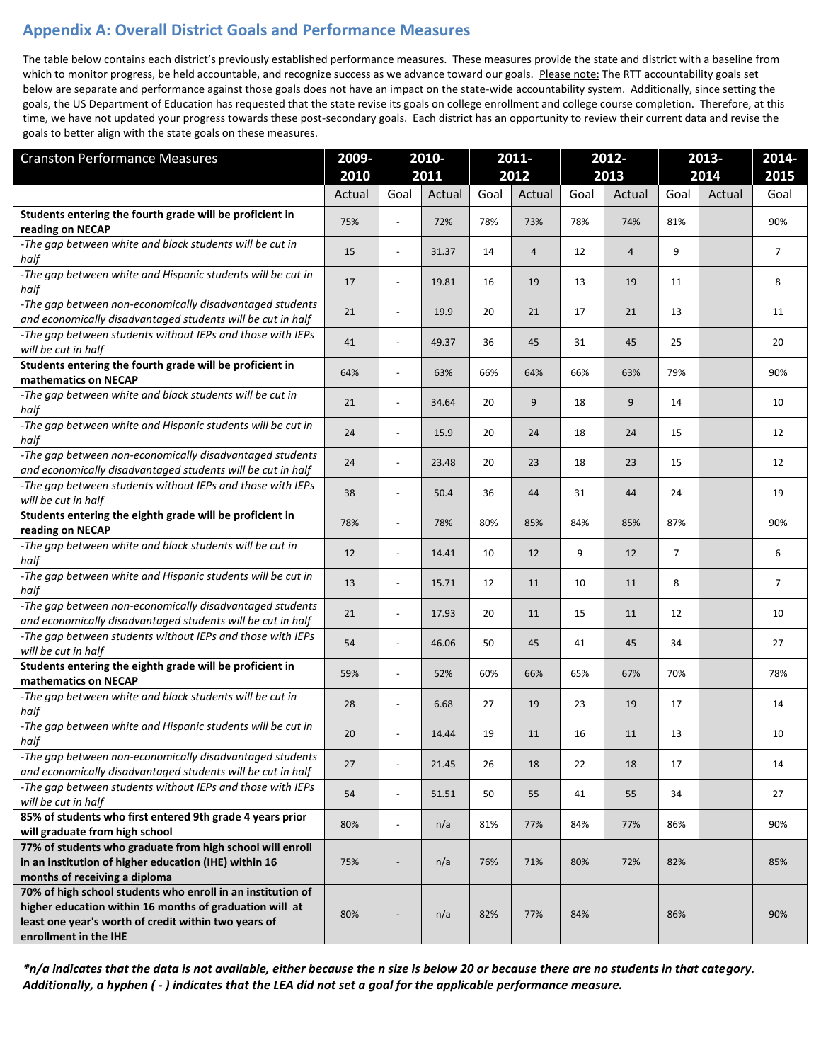## Appendix A: Overall District Goals and Performance Measures

The table below contains each district's previously established performance measures. These measures provide the state and district with a baseline from which to monitor progress, be held accountable, and recognize success as we advance toward our goals. Please note: The RTT accountability goals set below are separate and performance against those goals does not have an impact on the state-wide accountability system. Additionally, since setting the goals, the US Department of Education has requested that the state revise its goals on college enrollment and college course completion. Therefore, at this time, we have not updated your progress towards these post-secondary goals. Each district has an opportunity to review their current data and revise the goals to better align with the state goals on these measures.

| Cranston Performance Measures | 2009-2010 | 2010-2011 | | 2011-2012 | | 2012-2013 | | 2013-2014 | | 2014-2015 |
|---|---|---|---|---|---|---|---|---|---|---|
| | Actual | Goal | Actual | Goal | Actual | Goal | Actual | Goal | Actual | Goal |
| **Students entering the fourth grade will be proficient in reading on NECAP** | 75% | - | 72% | 78% | 73% | 78% | 74% | 81% | | 90% |
| *-The gap between white and black students will be cut in half* | 15 | - | 31.37 | 14 | 4 | 12 | 4 | 9 | | 7 |
| *-The gap between white and Hispanic students will be cut in half* | 17 | - | 19.81 | 16 | 19 | 13 | 19 | 11 | | 8 |
| *-The gap between non-economically disadvantaged students and economically disadvantaged students will be cut in half* | 21 | - | 19.9 | 20 | 21 | 17 | 21 | 13 | | 11 |
| *-The gap between students without IEPs and those with IEPs will be cut in half* | 41 | - | 49.37 | 36 | 45 | 31 | 45 | 25 | | 20 |
| **Students entering the fourth grade will be proficient in mathematics on NECAP** | 64% | - | 63% | 66% | 64% | 66% | 63% | 79% | | 90% |
| *-The gap between white and black students will be cut in half* | 21 | - | 34.64 | 20 | 9 | 18 | 9 | 14 | | 10 |
| *-The gap between white and Hispanic students will be cut in half* | 24 | - | 15.9 | 20 | 24 | 18 | 24 | 15 | | 12 |
| *-The gap between non-economically disadvantaged students and economically disadvantaged students will be cut in half* | 24 | - | 23.48 | 20 | 23 | 18 | 23 | 15 | | 12 |
| *-The gap between students without IEPs and those with IEPs will be cut in half* | 38 | - | 50.4 | 36 | 44 | 31 | 44 | 24 | | 19 |
| **Students entering the eighth grade will be proficient in reading on NECAP** | 78% | - | 78% | 80% | 85% | 84% | 85% | 87% | | 90% |
| *-The gap between white and black students will be cut in half* | 12 | - | 14.41 | 10 | 12 | 9 | 12 | 7 | | 6 |
| *-The gap between white and Hispanic students will be cut in half* | 13 | - | 15.71 | 12 | 11 | 10 | 11 | 8 | | 7 |
| *-The gap between non-economically disadvantaged students and economically disadvantaged students will be cut in half* | 21 | - | 17.93 | 20 | 11 | 15 | 11 | 12 | | 10 |
| *-The gap between students without IEPs and those with IEPs will be cut in half* | 54 | - | 46.06 | 50 | 45 | 41 | 45 | 34 | | 27 |
| **Students entering the eighth grade will be proficient in mathematics on NECAP** | 59% | - | 52% | 60% | 66% | 65% | 67% | 70% | | 78% |
| *-The gap between white and black students will be cut in half* | 28 | - | 6.68 | 27 | 19 | 23 | 19 | 17 | | 14 |
| *-The gap between white and Hispanic students will be cut in half* | 20 | - | 14.44 | 19 | 11 | 16 | 11 | 13 | | 10 |
| *-The gap between non-economically disadvantaged students and economically disadvantaged students will be cut in half* | 27 | - | 21.45 | 26 | 18 | 22 | 18 | 17 | | 14 |
| *-The gap between students without IEPs and those with IEPs will be cut in half* | 54 | - | 51.51 | 50 | 55 | 41 | 55 | 34 | | 27 |
| **85% of students who first entered 9th grade 4 years prior will graduate from high school** | 80% | - | n/a | 81% | 77% | 84% | 77% | 86% | | 90% |
| **77% of students who graduate from high school will enroll in an institution of higher education (IHE) within 16 months of receiving a diploma** | 75% | - | n/a | 76% | 71% | 80% | 72% | 82% | | 85% |
| **70% of high school students who enroll in an institution of higher education within 16 months of graduation will at least one year's worth of credit within two years of enrollment in the IHE** | 80% | - | n/a | 82% | 77% | 84% | | 86% | | 90% |

***n/a indicates that the data is not available, either because the n size is below 20 or because there are no students in that category. Additionally, a hyphen ( - ) indicates that the LEA did not set a goal for the applicable performance measure.***